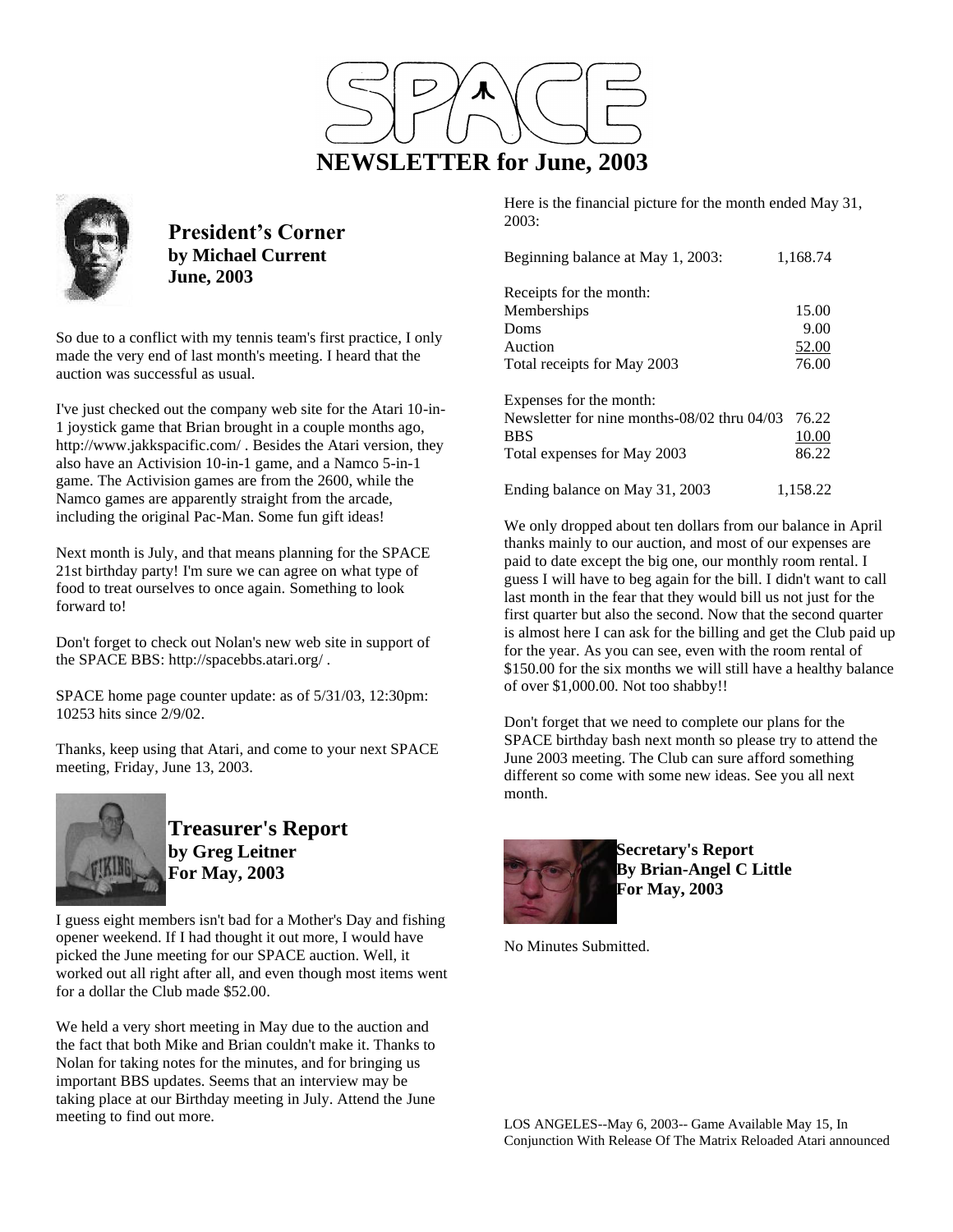# SPACE

# NEWSLETTER for June, 2003

## President's Corner
**by Michael Current**
**June, 2003**

So due to a conflict with my tennis team's first practice, I only made the very end of last month's meeting. I heard that the auction was successful as usual.

I've just checked out the company web site for the Atari 10-in-1 joystick game that Brian brought in a couple months ago, http://www.jakkspacific.com/ . Besides the Atari version, they also have an Activision 10-in-1 game, and a Namco 5-in-1 game. The Activision games are from the 2600, while the Namco games are apparently straight from the arcade, including the original Pac-Man. Some fun gift ideas!

Next month is July, and that means planning for the SPACE 21st birthday party! I'm sure we can agree on what type of food to treat ourselves to once again. Something to look forward to!

Don't forget to check out Nolan's new web site in support of the SPACE BBS: http://spacebbs.atari.org/ .

SPACE home page counter update: as of 5/31/03, 12:30pm: 10253 hits since 2/9/02.

Thanks, keep using that Atari, and come to your next SPACE meeting, Friday, June 13, 2003.

## Treasurer's Report
**by Greg Leitner**
**For May, 2003**

I guess eight members isn't bad for a Mother's Day and fishing opener weekend. If I had thought it out more, I would have picked the June meeting for our SPACE auction. Well, it worked out all right after all, and even though most items went for a dollar the Club made $52.00.

We held a very short meeting in May due to the auction and the fact that both Mike and Brian couldn't make it. Thanks to Nolan for taking notes for the minutes, and for bringing us important BBS updates. Seems that an interview may be taking place at our Birthday meeting in July. Attend the June meeting to find out more.

Here is the financial picture for the month ended May 31, 2003:

| | |
|---|---:|
| Beginning balance at May 1, 2003: | 1,168.74 |
| | |
| Receipts for the month: | |
| Memberships | 15.00 |
| Doms | 9.00 |
| Auction | 52.00 |
| Total receipts for May 2003 | 76.00 |
| | |
| Expenses for the month: | |
| Newsletter for nine months-08/02 thru 04/03 | 76.22 |
| BBS | 10.00 |
| Total expenses for May 2003 | 86.22 |
| | |
| Ending balance on May 31, 2003 | 1,158.22 |

We only dropped about ten dollars from our balance in April thanks mainly to our auction, and most of our expenses are paid to date except the big one, our monthly room rental. I guess I will have to beg again for the bill. I didn't want to call last month in the fear that they would bill us not just for the first quarter but also the second. Now that the second quarter is almost here I can ask for the billing and get the Club paid up for the year. As you can see, even with the room rental of $150.00 for the six months we will still have a healthy balance of over $1,000.00. Not too shabby!!

Don't forget that we need to complete our plans for the SPACE birthday bash next month so please try to attend the June 2003 meeting. The Club can sure afford something different so come with some new ideas. See you all next month.

## Secretary's Report
**By Brian-Angel C Little**
**For May, 2003**

No Minutes Submitted.

LOS ANGELES--May 6, 2003-- Game Available May 15, In Conjunction With Release Of The Matrix Reloaded Atari announced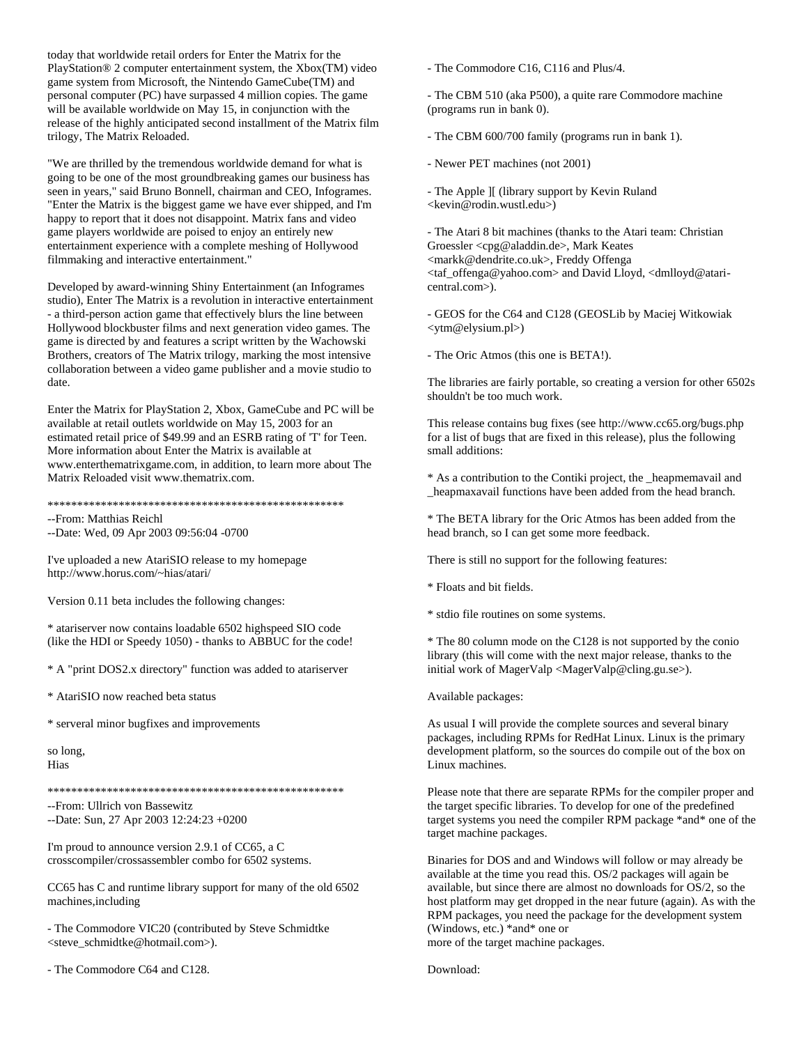today that worldwide retail orders for Enter the Matrix for the PlayStation® 2 computer entertainment system, the Xbox(TM) video game system from Microsoft, the Nintendo GameCube(TM) and personal computer (PC) have surpassed 4 million copies. The game will be available worldwide on May 15, in conjunction with the release of the highly anticipated second installment of the Matrix film trilogy, The Matrix Reloaded.

"We are thrilled by the tremendous worldwide demand for what is going to be one of the most groundbreaking games our business has seen in years," said Bruno Bonnell, chairman and CEO, Infogrames. "Enter the Matrix is the biggest game we have ever shipped, and I'm happy to report that it does not disappoint. Matrix fans and video game players worldwide are poised to enjoy an entirely new entertainment experience with a complete meshing of Hollywood filmmaking and interactive entertainment."

Developed by award-winning Shiny Entertainment (an Infogrames studio), Enter The Matrix is a revolution in interactive entertainment - a third-person action game that effectively blurs the line between Hollywood blockbuster films and next generation video games. The game is directed by and features a script written by the Wachowski Brothers, creators of The Matrix trilogy, marking the most intensive collaboration between a video game publisher and a movie studio to date.

Enter the Matrix for PlayStation 2, Xbox, GameCube and PC will be available at retail outlets worldwide on May 15, 2003 for an estimated retail price of $49.99 and an ESRB rating of 'T' for Teen. More information about Enter the Matrix is available at www.enterthematrixgame.com, in addition, to learn more about The Matrix Reloaded visit www.thematrix.com.

***************************************************

--From: Matthias Reichl
--Date: Wed, 09 Apr 2003 09:56:04 -0700

I've uploaded a new AtariSIO release to my homepage http://www.horus.com/~hias/atari/

Version 0.11 beta includes the following changes:

* atariserver now contains loadable 6502 highspeed SIO code (like the HDI or Speedy 1050) - thanks to ABBUC for the code!

* A "print DOS2.x directory" function was added to atariserver

* AtariSIO now reached beta status

* serveral minor bugfixes and improvements

so long,
Hias

***************************************************

--From: Ullrich von Bassewitz
--Date: Sun, 27 Apr 2003 12:24:23 +0200

I'm proud to announce version 2.9.1 of CC65, a C crosscompiler/crossassembler combo for 6502 systems.

CC65 has C and runtime library support for many of the old 6502 machines,including

- The Commodore VIC20 (contributed by Steve Schmidtke <steve_schmidtke@hotmail.com>).

- The Commodore C64 and C128.

- The Commodore C16, C116 and Plus/4.

- The CBM 510 (aka P500), a quite rare Commodore machine (programs run in bank 0).

- The CBM 600/700 family (programs run in bank 1).

- Newer PET machines (not 2001)

- The Apple ][ (library support by Kevin Ruland <kevin@rodin.wustl.edu>)

- The Atari 8 bit machines (thanks to the Atari team: Christian Groessler <cpg@aladdin.de>, Mark Keates <markk@dendrite.co.uk>, Freddy Offenga <taf_offenga@yahoo.com> and David Lloyd, <dmlloyd@atari-central.com>).

- GEOS for the C64 and C128 (GEOSLib by Maciej Witkowiak <ytm@elysium.pl>)

- The Oric Atmos (this one is BETA!).

The libraries are fairly portable, so creating a version for other 6502s shouldn't be too much work.

This release contains bug fixes (see http://www.cc65.org/bugs.php for a list of bugs that are fixed in this release), plus the following small additions:

* As a contribution to the Contiki project, the _heapmemavail and _heapmaxavail functions have been added from the head branch.

* The BETA library for the Oric Atmos has been added from the head branch, so I can get some more feedback.

There is still no support for the following features:

* Floats and bit fields.

* stdio file routines on some systems.

* The 80 column mode on the C128 is not supported by the conio library (this will come with the next major release, thanks to the initial work of MagerValp <MagerValp@cling.gu.se>).

Available packages:

As usual I will provide the complete sources and several binary packages, including RPMs for RedHat Linux. Linux is the primary development platform, so the sources do compile out of the box on Linux machines.

Please note that there are separate RPMs for the compiler proper and the target specific libraries. To develop for one of the predefined target systems you need the compiler RPM package *and* one of the target machine packages.

Binaries for DOS and and Windows will follow or may already be available at the time you read this. OS/2 packages will again be available, but since there are almost no downloads for OS/2, so the host platform may get dropped in the near future (again). As with the RPM packages, you need the package for the development system (Windows, etc.) *and* one or
more of the target machine packages.

Download: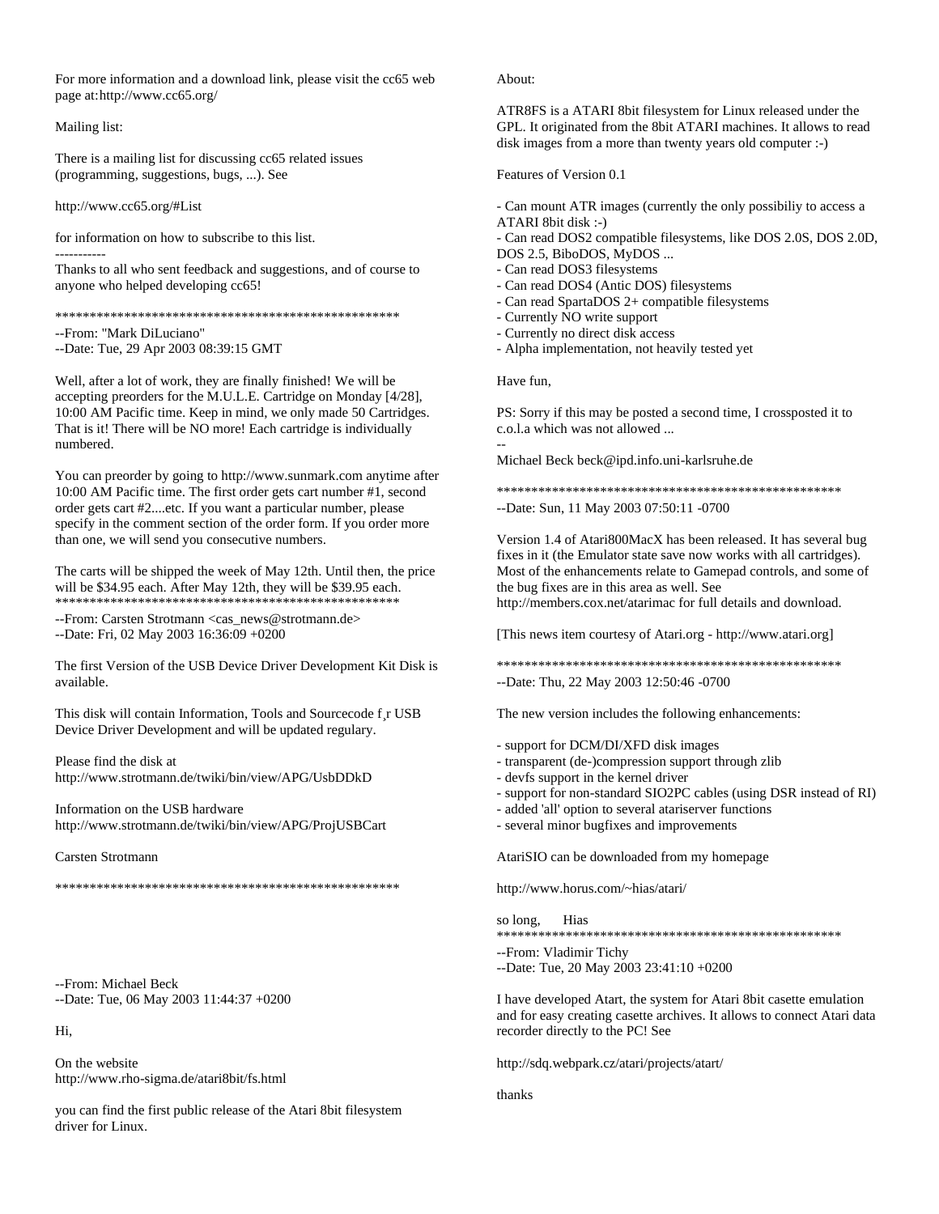For more information and a download link, please visit the cc65 web page at:http://www.cc65.org/

Mailing list:

There is a mailing list for discussing cc65 related issues (programming, suggestions, bugs, ...). See

http://www.cc65.org/#List

for information on how to subscribe to this list.

-----------

Thanks to all who sent feedback and suggestions, and of course to anyone who helped developing cc65!

***************************************************

--From: "Mark DiLuciano"
--Date: Tue, 29 Apr 2003 08:39:15 GMT

Well, after a lot of work, they are finally finished! We will be accepting preorders for the M.U.L.E. Cartridge on Monday [4/28], 10:00 AM Pacific time. Keep in mind, we only made 50 Cartridges. That is it! There will be NO more! Each cartridge is individually numbered.

You can preorder by going to http://www.sunmark.com anytime after 10:00 AM Pacific time. The first order gets cart number #1, second order gets cart #2....etc. If you want a particular number, please specify in the comment section of the order form. If you order more than one, we will send you consecutive numbers.

The carts will be shipped the week of May 12th. Until then, the price will be $34.95 each. After May 12th, they will be $39.95 each.

***************************************************

--From: Carsten Strotmann <cas_news@strotmann.de>
--Date: Fri, 02 May 2003 16:36:09 +0200

The first Version of the USB Device Driver Development Kit Disk is available.

This disk will contain Information, Tools and Sourcecode f¸r USB Device Driver Development and will be updated regulary.

Please find the disk at
http://www.strotmann.de/twiki/bin/view/APG/UsbDDkD

Information on the USB hardware
http://www.strotmann.de/twiki/bin/view/APG/ProjUSBCart

Carsten Strotmann

***************************************************

--From: Michael Beck
--Date: Tue, 06 May 2003 11:44:37 +0200

Hi,

On the website
http://www.rho-sigma.de/atari8bit/fs.html

you can find the first public release of the Atari 8bit filesystem driver for Linux.

About:

ATR8FS is a ATARI 8bit filesystem for Linux released under the GPL. It originated from the 8bit ATARI machines. It allows to read disk images from a more than twenty years old computer :-)

Features of Version 0.1

- Can mount ATR images (currently the only possibiliy to access a ATARI 8bit disk :-)
- Can read DOS2 compatible filesystems, like DOS 2.0S, DOS 2.0D, DOS 2.5, BiboDOS, MyDOS ...
- Can read DOS3 filesystems
- Can read DOS4 (Antic DOS) filesystems
- Can read SpartaDOS 2+ compatible filesystems
- Currently NO write support
- Currently no direct disk access
- Alpha implementation, not heavily tested yet

Have fun,

PS: Sorry if this may be posted a second time, I crossposted it to c.o.l.a which was not allowed ...

--
Michael Beck beck@ipd.info.uni-karlsruhe.de

***************************************************

--Date: Sun, 11 May 2003 07:50:11 -0700

Version 1.4 of Atari800MacX has been released. It has several bug fixes in it (the Emulator state save now works with all cartridges). Most of the enhancements relate to Gamepad controls, and some of the bug fixes are in this area as well. See http://members.cox.net/atarimac for full details and download.

[This news item courtesy of Atari.org - http://www.atari.org]

***************************************************

--Date: Thu, 22 May 2003 12:50:46 -0700

The new version includes the following enhancements:

- support for DCM/DI/XFD disk images
- transparent (de-)compression support through zlib
- devfs support in the kernel driver
- support for non-standard SIO2PC cables (using DSR instead of RI)
- added 'all' option to several atariserver functions
- several minor bugfixes and improvements

AtariSIO can be downloaded from my homepage

http://www.horus.com/~hias/atari/

so long, Hias

***************************************************

--From: Vladimir Tichy
--Date: Tue, 20 May 2003 23:41:10 +0200

I have developed Atart, the system for Atari 8bit casette emulation and for easy creating casette archives. It allows to connect Atari data recorder directly to the PC! See

http://sdq.webpark.cz/atari/projects/atart/

thanks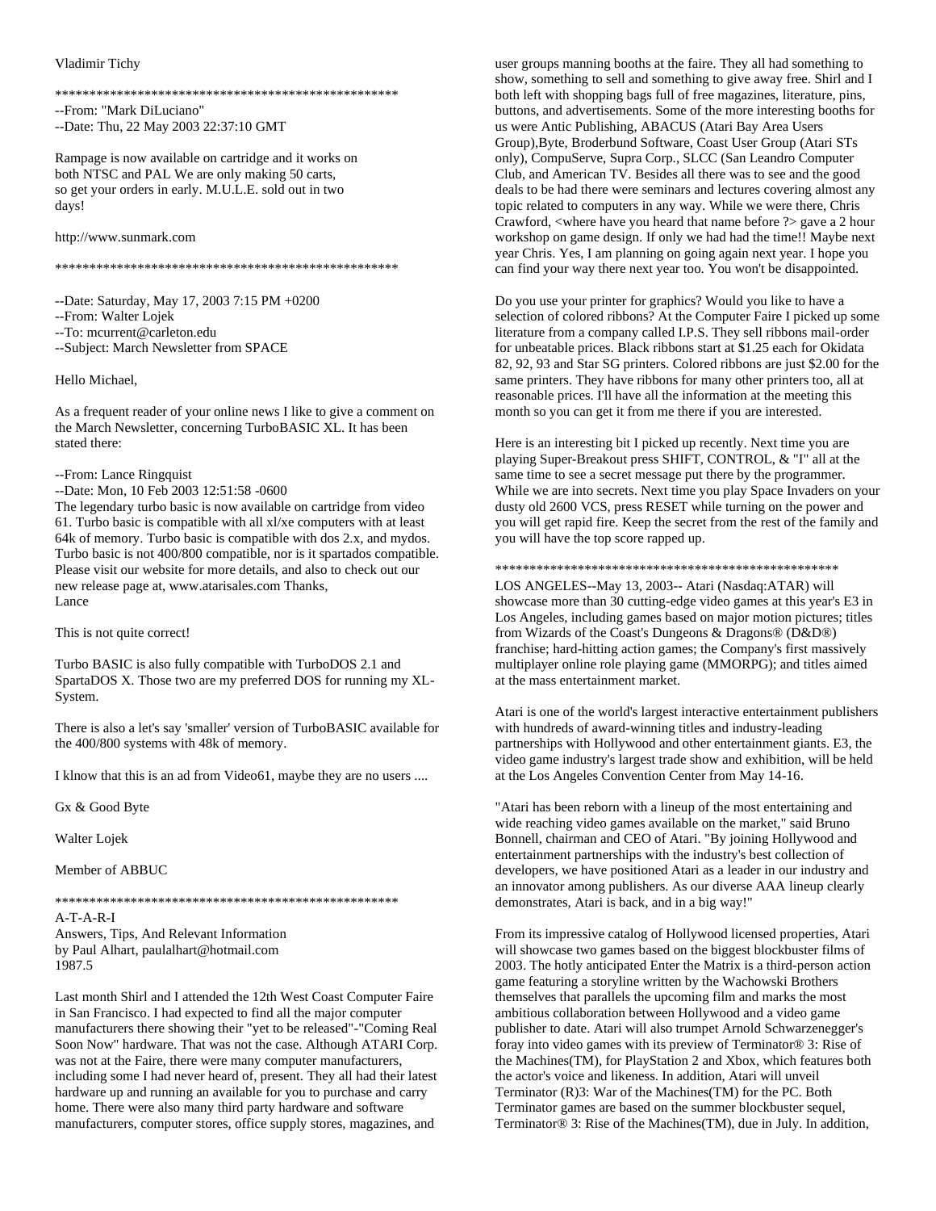Vladimir Tichy

****************************************************

--From: "Mark DiLuciano"
--Date: Thu, 22 May 2003 22:37:10 GMT

Rampage is now available on cartridge and it works on both NTSC and PAL We are only making 50 carts, so get your orders in early. M.U.L.E. sold out in two days!

http://www.sunmark.com

****************************************************

--Date: Saturday, May 17, 2003 7:15 PM +0200
--From: Walter Lojek
--To: mcurrent@carleton.edu
--Subject: March Newsletter from SPACE

Hello Michael,

As a frequent reader of your online news I like to give a comment on the March Newsletter, concerning TurboBASIC XL. It has been stated there:

--From: Lance Ringquist
--Date: Mon, 10 Feb 2003 12:51:58 -0600
The legendary turbo basic is now available on cartridge from video 61. Turbo basic is compatible with all xl/xe computers with at least 64k of memory. Turbo basic is compatible with dos 2.x, and mydos. Turbo basic is not 400/800 compatible, nor is it spartados compatible. Please visit our website for more details, and also to check out our new release page at, www.atarisales.com Thanks,
Lance

This is not quite correct!

Turbo BASIC is also fully compatible with TurboDOS 2.1 and SpartaDOS X. Those two are my preferred DOS for running my XL-System.

There is also a let's say 'smaller' version of TurboBASIC available for the 400/800 systems with 48k of memory.

I klnow that this is an ad from Video61, maybe they are no users ....

Gx & Good Byte

Walter Lojek

Member of ABBUC

****************************************************

A-T-A-R-I
Answers, Tips, And Relevant Information
by Paul Alhart, paulalhart@hotmail.com
1987.5

Last month Shirl and I attended the 12th West Coast Computer Faire in San Francisco. I had expected to find all the major computer manufacturers there showing their "yet to be released"-"Coming Real Soon Now" hardware. That was not the case. Although ATARI Corp. was not at the Faire, there were many computer manufacturers, including some I had never heard of, present. They all had their latest hardware up and running an available for you to purchase and carry home. There were also many third party hardware and software manufacturers, computer stores, office supply stores, magazines, and user groups manning booths at the faire. They all had something to show, something to sell and something to give away free. Shirl and I both left with shopping bags full of free magazines, literature, pins, buttons, and advertisements. Some of the more interesting booths for us were Antic Publishing, ABACUS (Atari Bay Area Users Group),Byte, Broderbund Software, Coast User Group (Atari STs only), CompuServe, Supra Corp., SLCC (San Leandro Computer Club, and American TV. Besides all there was to see and the good deals to be had there were seminars and lectures covering almost any topic related to computers in any way. While we were there, Chris Crawford, <where have you heard that name before ?> gave a 2 hour workshop on game design. If only we had had the time!! Maybe next year Chris. Yes, I am planning on going again next year. I hope you can find your way there next year too. You won't be disappointed.

Do you use your printer for graphics? Would you like to have a selection of colored ribbons? At the Computer Faire I picked up some literature from a company called I.P.S. They sell ribbons mail-order for unbeatable prices. Black ribbons start at $1.25 each for Okidata 82, 92, 93 and Star SG printers. Colored ribbons are just $2.00 for the same printers. They have ribbons for many other printers too, all at reasonable prices. I'll have all the information at the meeting this month so you can get it from me there if you are interested.

Here is an interesting bit I picked up recently. Next time you are playing Super-Breakout press SHIFT, CONTROL, & "I" all at the same time to see a secret message put there by the programmer. While we are into secrets. Next time you play Space Invaders on your dusty old 2600 VCS, press RESET while turning on the power and you will get rapid fire. Keep the secret from the rest of the family and you will have the top score rapped up.

****************************************************

LOS ANGELES--May 13, 2003-- Atari (Nasdaq:ATAR) will showcase more than 30 cutting-edge video games at this year's E3 in Los Angeles, including games based on major motion pictures; titles from Wizards of the Coast's Dungeons & Dragons® (D&D®) franchise; hard-hitting action games; the Company's first massively multiplayer online role playing game (MMORPG); and titles aimed at the mass entertainment market.

Atari is one of the world's largest interactive entertainment publishers with hundreds of award-winning titles and industry-leading partnerships with Hollywood and other entertainment giants. E3, the video game industry's largest trade show and exhibition, will be held at the Los Angeles Convention Center from May 14-16.

"Atari has been reborn with a lineup of the most entertaining and wide reaching video games available on the market," said Bruno Bonnell, chairman and CEO of Atari. "By joining Hollywood and entertainment partnerships with the industry's best collection of developers, we have positioned Atari as a leader in our industry and an innovator among publishers. As our diverse AAA lineup clearly demonstrates, Atari is back, and in a big way!"

From its impressive catalog of Hollywood licensed properties, Atari will showcase two games based on the biggest blockbuster films of 2003. The hotly anticipated Enter the Matrix is a third-person action game featuring a storyline written by the Wachowski Brothers themselves that parallels the upcoming film and marks the most ambitious collaboration between Hollywood and a video game publisher to date. Atari will also trumpet Arnold Schwarzenegger's foray into video games with his preview of Terminator® 3: Rise of the Machines(TM), for PlayStation 2 and Xbox, which features both the actor's voice and likeness. In addition, Atari will unveil Terminator (R)3: War of the Machines(TM) for the PC. Both Terminator games are based on the summer blockbuster sequel, Terminator® 3: Rise of the Machines(TM), due in July. In addition,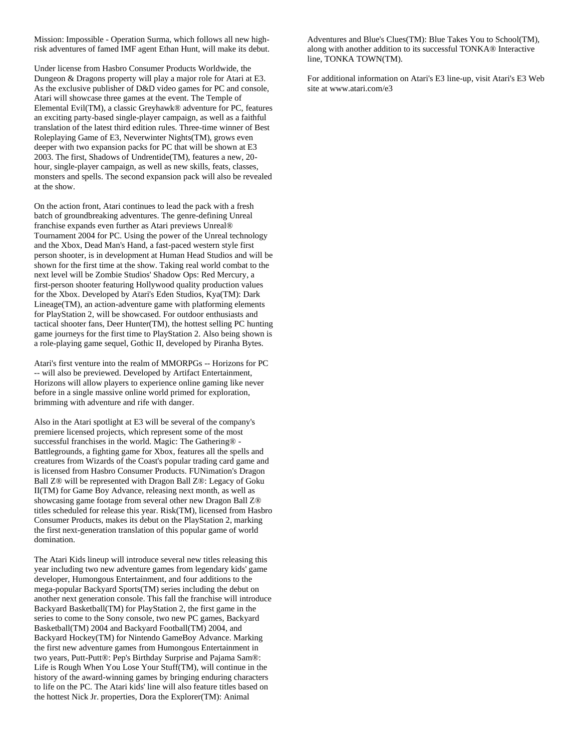Mission: Impossible - Operation Surma, which follows all new high-risk adventures of famed IMF agent Ethan Hunt, will make its debut.

Under license from Hasbro Consumer Products Worldwide, the Dungeon & Dragons property will play a major role for Atari at E3. As the exclusive publisher of D&D video games for PC and console, Atari will showcase three games at the event. The Temple of Elemental Evil(TM), a classic Greyhawk® adventure for PC, features an exciting party-based single-player campaign, as well as a faithful translation of the latest third edition rules. Three-time winner of Best Roleplaying Game of E3, Neverwinter Nights(TM), grows even deeper with two expansion packs for PC that will be shown at E3 2003. The first, Shadows of Undrentide(TM), features a new, 20-hour, single-player campaign, as well as new skills, feats, classes, monsters and spells. The second expansion pack will also be revealed at the show.

On the action front, Atari continues to lead the pack with a fresh batch of groundbreaking adventures. The genre-defining Unreal franchise expands even further as Atari previews Unreal® Tournament 2004 for PC. Using the power of the Unreal technology and the Xbox, Dead Man's Hand, a fast-paced western style first person shooter, is in development at Human Head Studios and will be shown for the first time at the show. Taking real world combat to the next level will be Zombie Studios' Shadow Ops: Red Mercury, a first-person shooter featuring Hollywood quality production values for the Xbox. Developed by Atari's Eden Studios, Kya(TM): Dark Lineage(TM), an action-adventure game with platforming elements for PlayStation 2, will be showcased. For outdoor enthusiasts and tactical shooter fans, Deer Hunter(TM), the hottest selling PC hunting game journeys for the first time to PlayStation 2. Also being shown is a role-playing game sequel, Gothic II, developed by Piranha Bytes.

Atari's first venture into the realm of MMORPGs -- Horizons for PC -- will also be previewed. Developed by Artifact Entertainment, Horizons will allow players to experience online gaming like never before in a single massive online world primed for exploration, brimming with adventure and rife with danger.

Also in the Atari spotlight at E3 will be several of the company's premiere licensed projects, which represent some of the most successful franchises in the world. Magic: The Gathering® - Battlegrounds, a fighting game for Xbox, features all the spells and creatures from Wizards of the Coast's popular trading card game and is licensed from Hasbro Consumer Products. FUNimation's Dragon Ball Z® will be represented with Dragon Ball Z®: Legacy of Goku II(TM) for Game Boy Advance, releasing next month, as well as showcasing game footage from several other new Dragon Ball Z® titles scheduled for release this year. Risk(TM), licensed from Hasbro Consumer Products, makes its debut on the PlayStation 2, marking the first next-generation translation of this popular game of world domination.

The Atari Kids lineup will introduce several new titles releasing this year including two new adventure games from legendary kids' game developer, Humongous Entertainment, and four additions to the mega-popular Backyard Sports(TM) series including the debut on another next generation console. This fall the franchise will introduce Backyard Basketball(TM) for PlayStation 2, the first game in the series to come to the Sony console, two new PC games, Backyard Basketball(TM) 2004 and Backyard Football(TM) 2004, and Backyard Hockey(TM) for Nintendo GameBoy Advance. Marking the first new adventure games from Humongous Entertainment in two years, Putt-Putt®: Pep's Birthday Surprise and Pajama Sam®: Life is Rough When You Lose Your Stuff(TM), will continue in the history of the award-winning games by bringing enduring characters to life on the PC. The Atari kids' line will also feature titles based on the hottest Nick Jr. properties, Dora the Explorer(TM): Animal Adventures and Blue's Clues(TM): Blue Takes You to School(TM), along with another addition to its successful TONKA® Interactive line, TONKA TOWN(TM).

For additional information on Atari's E3 line-up, visit Atari's E3 Web site at www.atari.com/e3